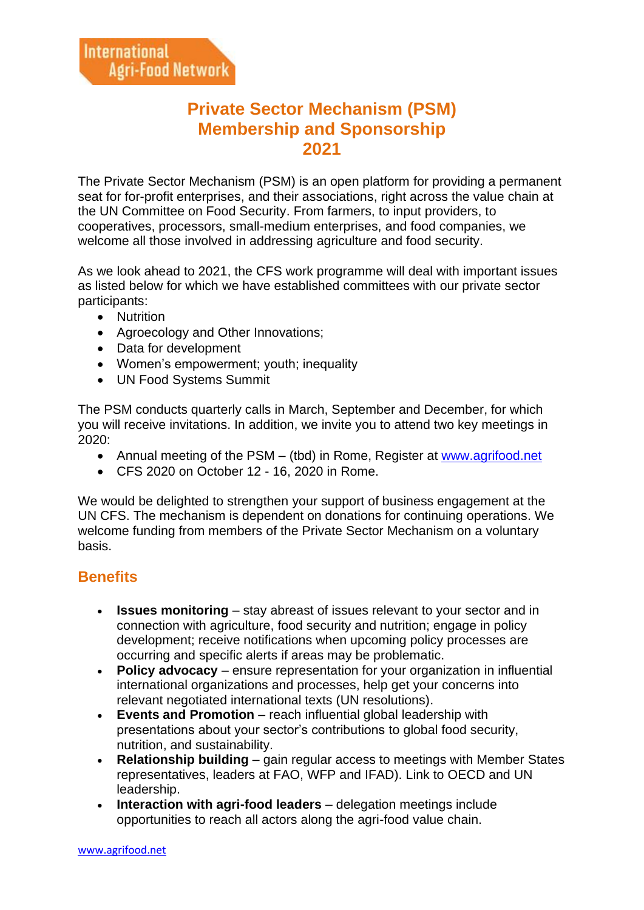International Agri-Food Network

# Private Sector Mechanism (PSM) Membership and Sponsorship 2021

The Private Sector Mechanism (PSM) is an open platform for providing a permanent seat for for-profit enterprises, and their associations, right across the value chain at the UN Committee on Food Security. From farmers, to input providers, to cooperatives, processors, small-medium enterprises, and food companies, we welcome all those involved in addressing agriculture and food security.

As we look ahead to 2021, the CFS work programme will deal with important issues as listed below for which we have established committees with our private sector participants:

- Nutrition
- Agroecology and Other Innovations;
- Data for development
- Women's empowerment; youth; inequality
- UN Food Systems Summit

The PSM conducts quarterly calls in March, September and December, for which you will receive invitations. In addition, we invite you to attend two key meetings in 2020:

- Annual meeting of the PSM – (tbd) in Rome, Register at [www.agrifood.net](http://www.agrifood.net)
- CFS 2020 on October 12 - 16, 2020 in Rome.

We would be delighted to strengthen your support of business engagement at the UN CFS. The mechanism is dependent on donations for continuing operations. We welcome funding from members of the Private Sector Mechanism on a voluntary basis.

## Benefits

- **Issues monitoring** – stay abreast of issues relevant to your sector and in connection with agriculture, food security and nutrition; engage in policy development; receive notifications when upcoming policy processes are occurring and specific alerts if areas may be problematic.
- **Policy advocacy** – ensure representation for your organization in influential international organizations and processes, help get your concerns into relevant negotiated international texts (UN resolutions).
- **Events and Promotion** – reach influential global leadership with presentations about your sector's contributions to global food security, nutrition, and sustainability.
- **Relationship building** – gain regular access to meetings with Member States representatives, leaders at FAO, WFP and IFAD). Link to OECD and UN leadership.
- **Interaction with agri-food leaders** – delegation meetings include opportunities to reach all actors along the agri-food value chain.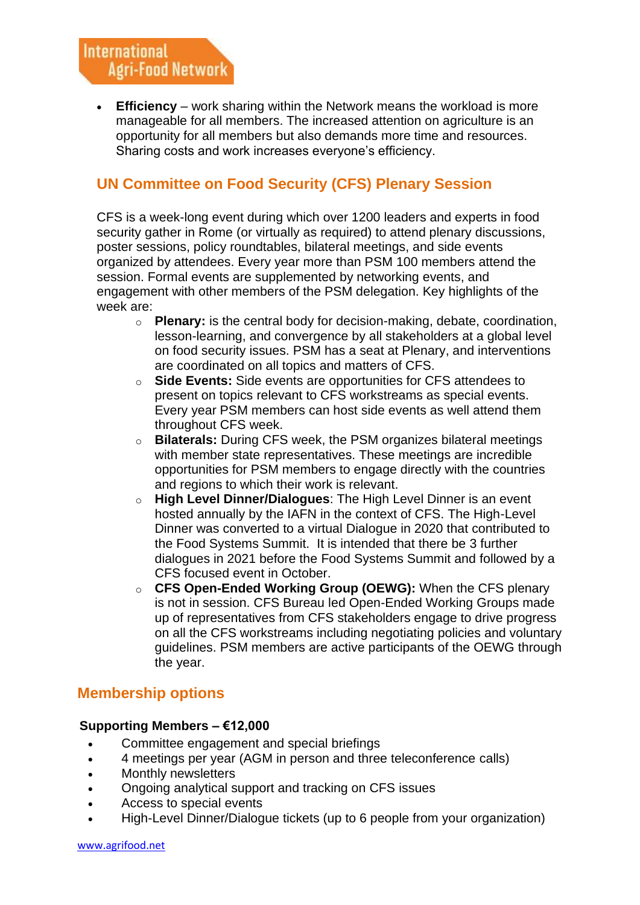- **Efficiency** – work sharing within the Network means the workload is more manageable for all members. The increased attention on agriculture is an opportunity for all members but also demands more time and resources. Sharing costs and work increases everyone's efficiency.

## UN Committee on Food Security (CFS) Plenary Session

CFS is a week-long event during which over 1200 leaders and experts in food security gather in Rome (or virtually as required) to attend plenary discussions, poster sessions, policy roundtables, bilateral meetings, and side events organized by attendees. Every year more than PSM 100 members attend the session. Formal events are supplemented by networking events, and engagement with other members of the PSM delegation. Key highlights of the week are:

- **Plenary:** is the central body for decision-making, debate, coordination, lesson-learning, and convergence by all stakeholders at a global level on food security issues. PSM has a seat at Plenary, and interventions are coordinated on all topics and matters of CFS.
- **Side Events:** Side events are opportunities for CFS attendees to present on topics relevant to CFS workstreams as special events. Every year PSM members can host side events as well attend them throughout CFS week.
- **Bilaterals:** During CFS week, the PSM organizes bilateral meetings with member state representatives. These meetings are incredible opportunities for PSM members to engage directly with the countries and regions to which their work is relevant.
- **High Level Dinner/Dialogues**: The High Level Dinner is an event hosted annually by the IAFN in the context of CFS. The High-Level Dinner was converted to a virtual Dialogue in 2020 that contributed to the Food Systems Summit. It is intended that there be 3 further dialogues in 2021 before the Food Systems Summit and followed by a CFS focused event in October.
- **CFS Open-Ended Working Group (OEWG):** When the CFS plenary is not in session. CFS Bureau led Open-Ended Working Groups made up of representatives from CFS stakeholders engage to drive progress on all the CFS workstreams including negotiating policies and voluntary guidelines. PSM members are active participants of the OEWG through the year.

## Membership options

### Supporting Members – €12,000

- Committee engagement and special briefings
- 4 meetings per year (AGM in person and three teleconference calls)
- Monthly newsletters
- Ongoing analytical support and tracking on CFS issues
- Access to special events
- High-Level Dinner/Dialogue tickets (up to 6 people from your organization)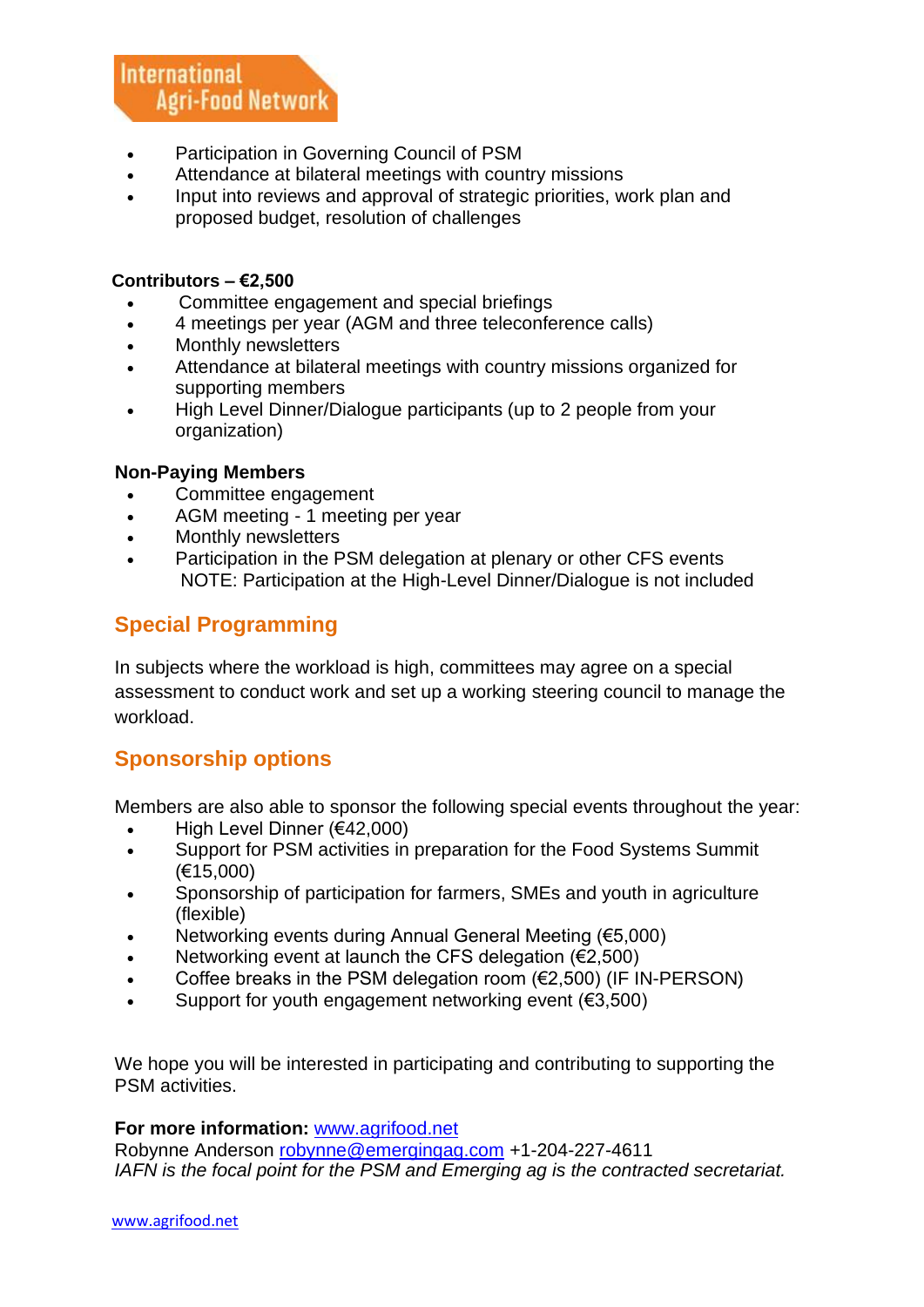- Participation in Governing Council of PSM
- Attendance at bilateral meetings with country missions
- Input into reviews and approval of strategic priorities, work plan and proposed budget, resolution of challenges

**Contributors – €2,500**

- Committee engagement and special briefings
- 4 meetings per year (AGM and three teleconference calls)
- Monthly newsletters
- Attendance at bilateral meetings with country missions organized for supporting members
- High Level Dinner/Dialogue participants (up to 2 people from your organization)

**Non-Paying Members**

- Committee engagement
- AGM meeting - 1 meeting per year
- Monthly newsletters
- Participation in the PSM delegation at plenary or other CFS events
  NOTE: Participation at the High-Level Dinner/Dialogue is not included

## Special Programming

In subjects where the workload is high, committees may agree on a special assessment to conduct work and set up a working steering council to manage the workload.

## Sponsorship options

Members are also able to sponsor the following special events throughout the year:

- High Level Dinner (€42,000)
- Support for PSM activities in preparation for the Food Systems Summit (€15,000)
- Sponsorship of participation for farmers, SMEs and youth in agriculture (flexible)
- Networking events during Annual General Meeting (€5,000)
- Networking event at launch the CFS delegation (€2,500)
- Coffee breaks in the PSM delegation room (€2,500) (IF IN-PERSON)
- Support for youth engagement networking event (€3,500)

We hope you will be interested in participating and contributing to supporting the PSM activities.

**For more information:** www.agrifood.net
Robynne Anderson robynne@emergingag.com +1-204-227-4611
*IAFN is the focal point for the PSM and Emerging ag is the contracted secretariat.*